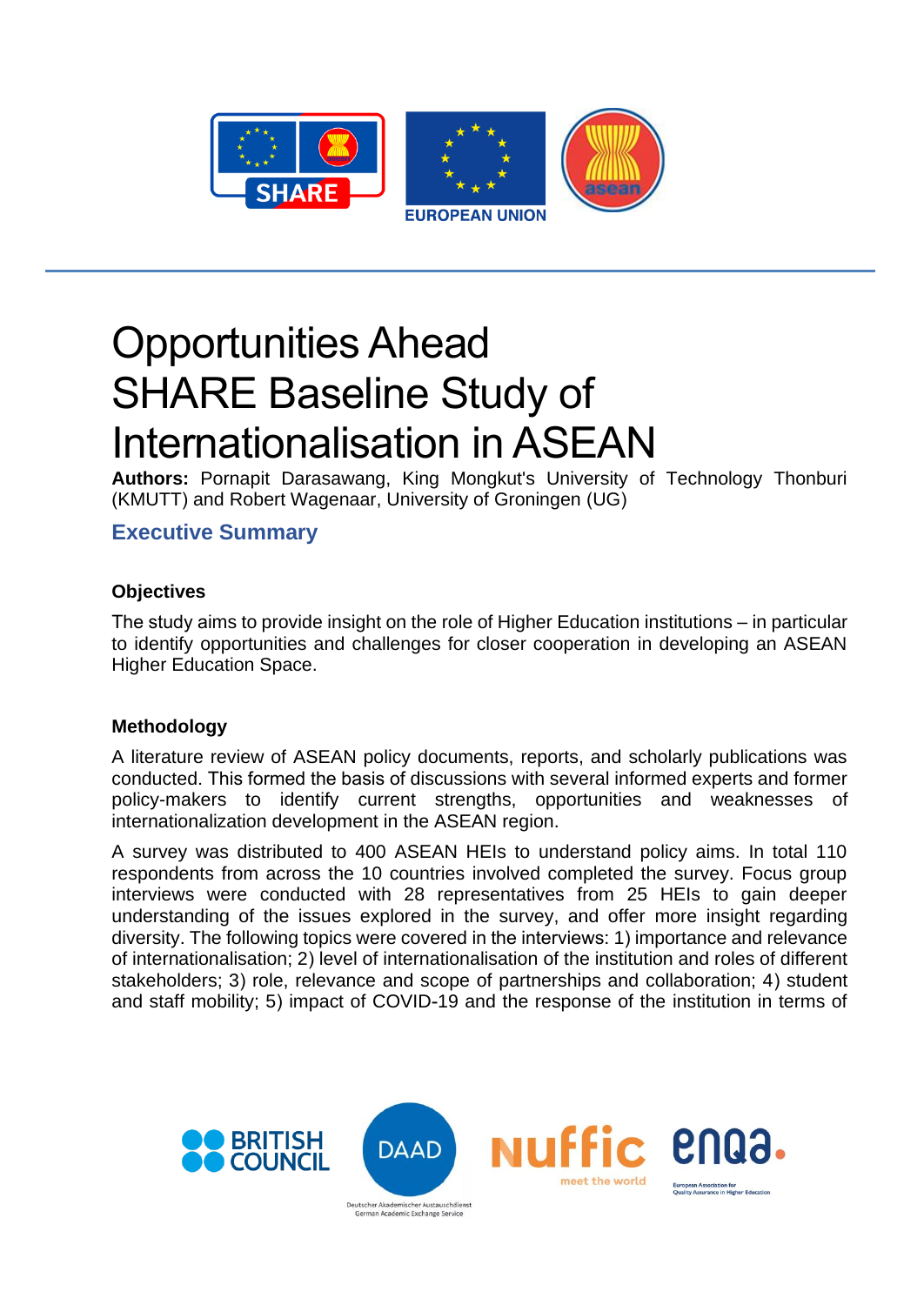# Opportunities Ahead SHARE Baseline Study of Internationalisation in ASEAN

**Authors:** Pornapit Darasawang, King Mongkut's University of Technology Thonburi (KMUTT) and Robert Wagenaar, University of Groningen (UG)

## Executive Summary

### Objectives

The study aims to provide insight on the role of Higher Education institutions – in particular to identify opportunities and challenges for closer cooperation in developing an ASEAN Higher Education Space.

### Methodology

A literature review of ASEAN policy documents, reports, and scholarly publications was conducted. This formed the basis of discussions with several informed experts and former policy-makers to identify current strengths, opportunities and weaknesses of internationalization development in the ASEAN region.

A survey was distributed to 400 ASEAN HEIs to understand policy aims. In total 110 respondents from across the 10 countries involved completed the survey. Focus group interviews were conducted with 28 representatives from 25 HEIs to gain deeper understanding of the issues explored in the survey, and offer more insight regarding diversity. The following topics were covered in the interviews: 1) importance and relevance of internationalisation; 2) level of internationalisation of the institution and roles of different stakeholders; 3) role, relevance and scope of partnerships and collaboration; 4) student and staff mobility; 5) impact of COVID-19 and the response of the institution in terms of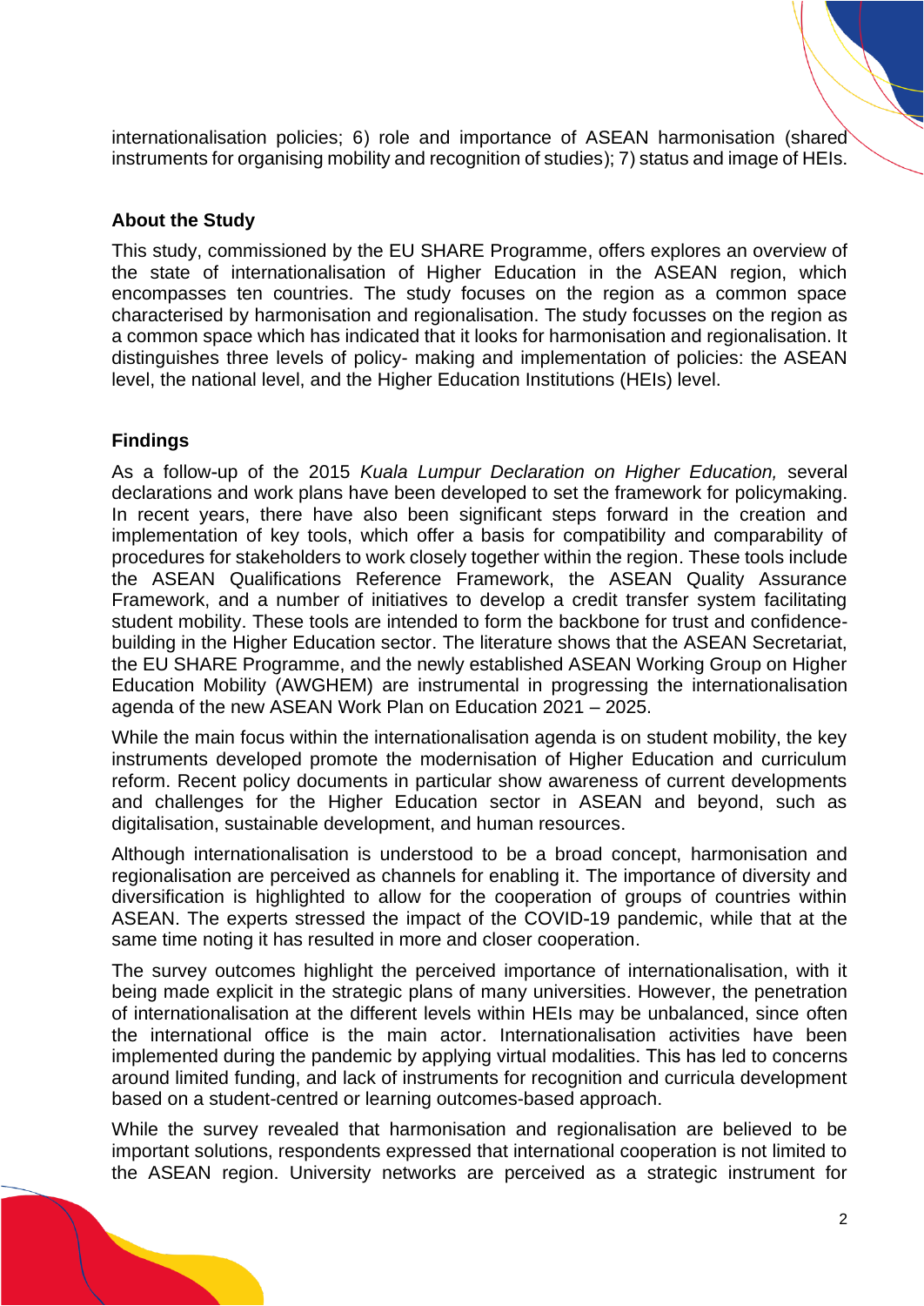internationalisation policies; 6) role and importance of ASEAN harmonisation (shared instruments for organising mobility and recognition of studies); 7) status and image of HEIs.

### About the Study

This study, commissioned by the EU SHARE Programme, offers explores an overview of the state of internationalisation of Higher Education in the ASEAN region, which encompasses ten countries. The study focuses on the region as a common space characterised by harmonisation and regionalisation. The study focusses on the region as a common space which has indicated that it looks for harmonisation and regionalisation. It distinguishes three levels of policy- making and implementation of policies: the ASEAN level, the national level, and the Higher Education Institutions (HEIs) level.

### Findings

As a follow-up of the 2015 *Kuala Lumpur Declaration on Higher Education,* several declarations and work plans have been developed to set the framework for policymaking. In recent years, there have also been significant steps forward in the creation and implementation of key tools, which offer a basis for compatibility and comparability of procedures for stakeholders to work closely together within the region. These tools include the ASEAN Qualifications Reference Framework, the ASEAN Quality Assurance Framework, and a number of initiatives to develop a credit transfer system facilitating student mobility. These tools are intended to form the backbone for trust and confidence-building in the Higher Education sector. The literature shows that the ASEAN Secretariat, the EU SHARE Programme, and the newly established ASEAN Working Group on Higher Education Mobility (AWGHEM) are instrumental in progressing the internationalisation agenda of the new ASEAN Work Plan on Education 2021 – 2025.

While the main focus within the internationalisation agenda is on student mobility, the key instruments developed promote the modernisation of Higher Education and curriculum reform. Recent policy documents in particular show awareness of current developments and challenges for the Higher Education sector in ASEAN and beyond, such as digitalisation, sustainable development, and human resources.

Although internationalisation is understood to be a broad concept, harmonisation and regionalisation are perceived as channels for enabling it. The importance of diversity and diversification is highlighted to allow for the cooperation of groups of countries within ASEAN. The experts stressed the impact of the COVID-19 pandemic, while that at the same time noting it has resulted in more and closer cooperation.

The survey outcomes highlight the perceived importance of internationalisation, with it being made explicit in the strategic plans of many universities. However, the penetration of internationalisation at the different levels within HEIs may be unbalanced, since often the international office is the main actor. Internationalisation activities have been implemented during the pandemic by applying virtual modalities. This has led to concerns around limited funding, and lack of instruments for recognition and curricula development based on a student-centred or learning outcomes-based approach.

While the survey revealed that harmonisation and regionalisation are believed to be important solutions, respondents expressed that international cooperation is not limited to the ASEAN region. University networks are perceived as a strategic instrument for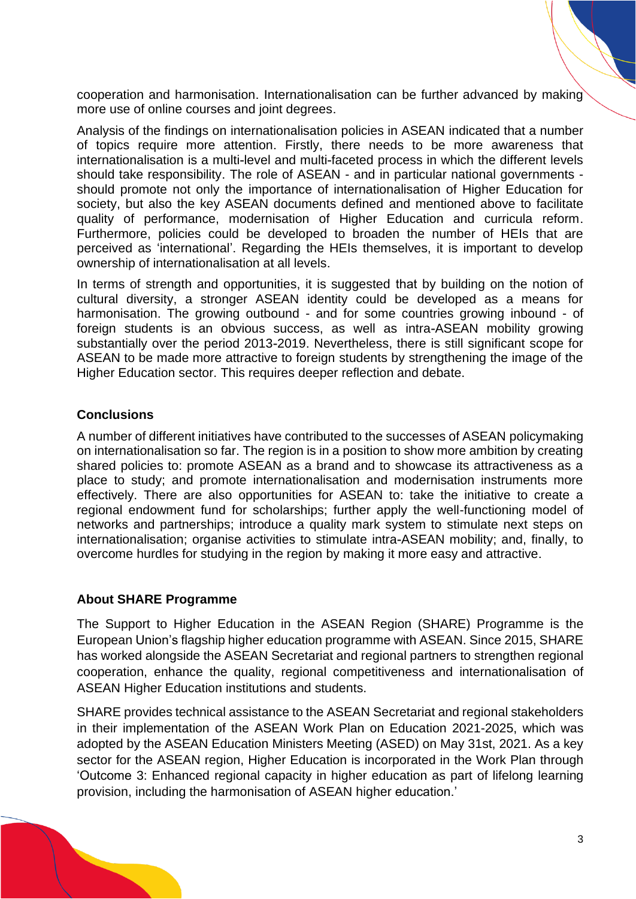cooperation and harmonisation. Internationalisation can be further advanced by making more use of online courses and joint degrees.

Analysis of the findings on internationalisation policies in ASEAN indicated that a number of topics require more attention. Firstly, there needs to be more awareness that internationalisation is a multi-level and multi-faceted process in which the different levels should take responsibility. The role of ASEAN - and in particular national governments - should promote not only the importance of internationalisation of Higher Education for society, but also the key ASEAN documents defined and mentioned above to facilitate quality of performance, modernisation of Higher Education and curricula reform. Furthermore, policies could be developed to broaden the number of HEIs that are perceived as 'international'. Regarding the HEIs themselves, it is important to develop ownership of internationalisation at all levels.

In terms of strength and opportunities, it is suggested that by building on the notion of cultural diversity, a stronger ASEAN identity could be developed as a means for harmonisation. The growing outbound - and for some countries growing inbound - of foreign students is an obvious success, as well as intra-ASEAN mobility growing substantially over the period 2013-2019. Nevertheless, there is still significant scope for ASEAN to be made more attractive to foreign students by strengthening the image of the Higher Education sector. This requires deeper reflection and debate.

## Conclusions

A number of different initiatives have contributed to the successes of ASEAN policymaking on internationalisation so far. The region is in a position to show more ambition by creating shared policies to: promote ASEAN as a brand and to showcase its attractiveness as a place to study; and promote internationalisation and modernisation instruments more effectively. There are also opportunities for ASEAN to: take the initiative to create a regional endowment fund for scholarships; further apply the well-functioning model of networks and partnerships; introduce a quality mark system to stimulate next steps on internationalisation; organise activities to stimulate intra-ASEAN mobility; and, finally, to overcome hurdles for studying in the region by making it more easy and attractive.

## About SHARE Programme

The Support to Higher Education in the ASEAN Region (SHARE) Programme is the European Union's flagship higher education programme with ASEAN. Since 2015, SHARE has worked alongside the ASEAN Secretariat and regional partners to strengthen regional cooperation, enhance the quality, regional competitiveness and internationalisation of ASEAN Higher Education institutions and students.

SHARE provides technical assistance to the ASEAN Secretariat and regional stakeholders in their implementation of the ASEAN Work Plan on Education 2021-2025, which was adopted by the ASEAN Education Ministers Meeting (ASED) on May 31st, 2021. As a key sector for the ASEAN region, Higher Education is incorporated in the Work Plan through 'Outcome 3: Enhanced regional capacity in higher education as part of lifelong learning provision, including the harmonisation of ASEAN higher education.'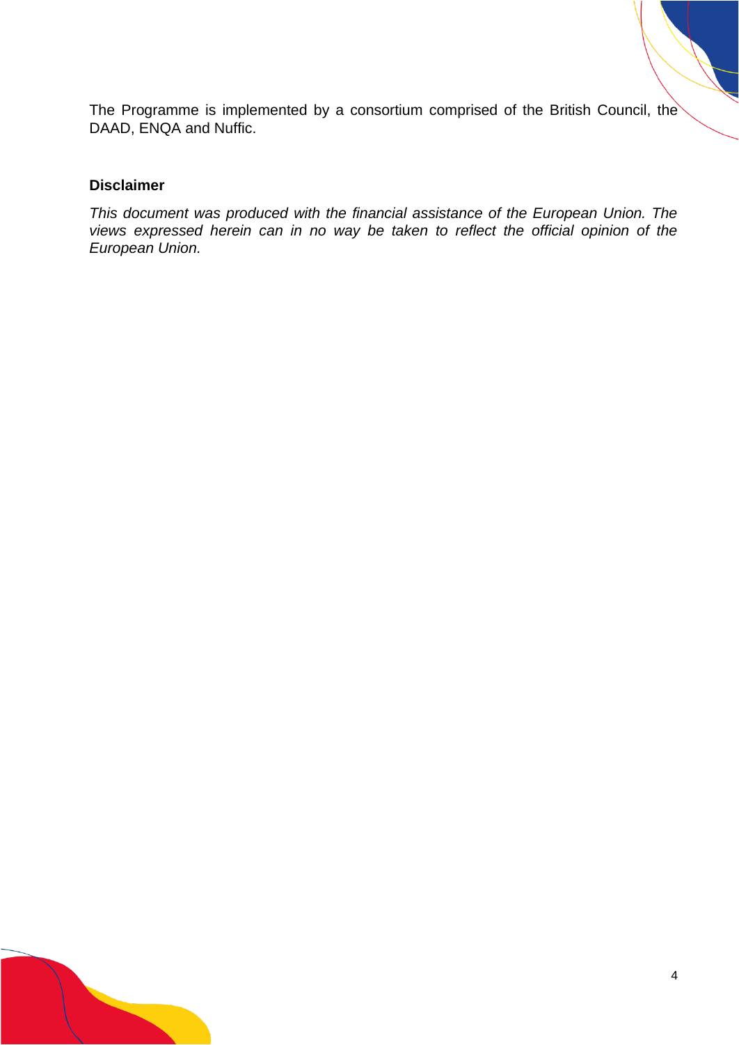The Programme is implemented by a consortium comprised of the British Council, the DAAD, ENQA and Nuffic.

**Disclaimer**

*This document was produced with the financial assistance of the European Union. The views expressed herein can in no way be taken to reflect the official opinion of the European Union.*